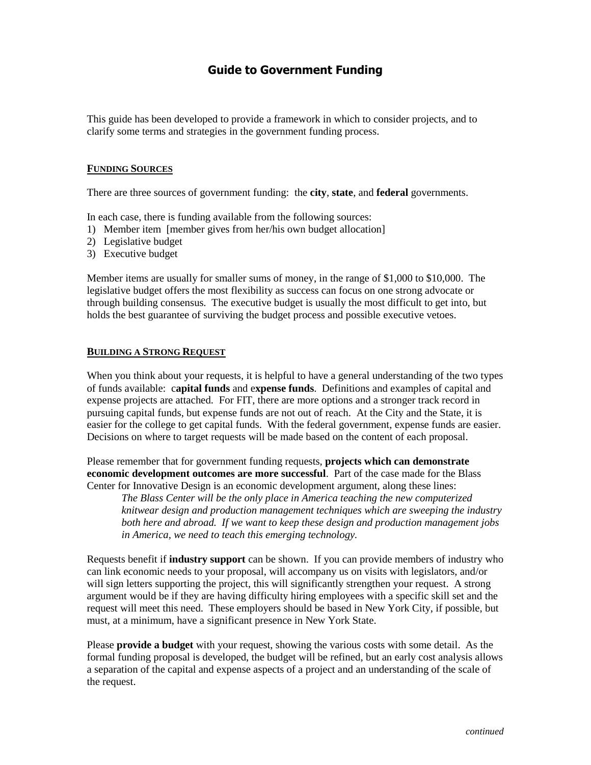# Guide to Government Funding

This guide has been developed to provide a framework in which to consider projects, and to clarify some terms and strategies in the government funding process.

## FUNDING SOURCES

There are three sources of government funding: the **city**, **state**, and **federal** governments.

In each case, there is funding available from the following sources:

1) Member item [member gives from her/his own budget allocation]
2) Legislative budget
3) Executive budget

Member items are usually for smaller sums of money, in the range of $1,000 to $10,000. The legislative budget offers the most flexibility as success can focus on one strong advocate or through building consensus. The executive budget is usually the most difficult to get into, but holds the best guarantee of surviving the budget process and possible executive vetoes.

## BUILDING A STRONG REQUEST

When you think about your requests, it is helpful to have a general understanding of the two types of funds available: c**apital funds** and e**xpense funds**. Definitions and examples of capital and expense projects are attached. For FIT, there are more options and a stronger track record in pursuing capital funds, but expense funds are not out of reach. At the City and the State, it is easier for the college to get capital funds. With the federal government, expense funds are easier. Decisions on where to target requests will be made based on the content of each proposal.

Please remember that for government funding requests, **projects which can demonstrate economic development outcomes are more successful**. Part of the case made for the Blass Center for Innovative Design is an economic development argument, along these lines:

> *The Blass Center will be the only place in America teaching the new computerized knitwear design and production management techniques which are sweeping the industry both here and abroad. If we want to keep these design and production management jobs in America, we need to teach this emerging technology.*

Requests benefit if **industry support** can be shown. If you can provide members of industry who can link economic needs to your proposal, will accompany us on visits with legislators, and/or will sign letters supporting the project, this will significantly strengthen your request. A strong argument would be if they are having difficulty hiring employees with a specific skill set and the request will meet this need. These employers should be based in New York City, if possible, but must, at a minimum, have a significant presence in New York State.

Please **provide a budget** with your request, showing the various costs with some detail. As the formal funding proposal is developed, the budget will be refined, but an early cost analysis allows a separation of the capital and expense aspects of a project and an understanding of the scale of the request.

*continued*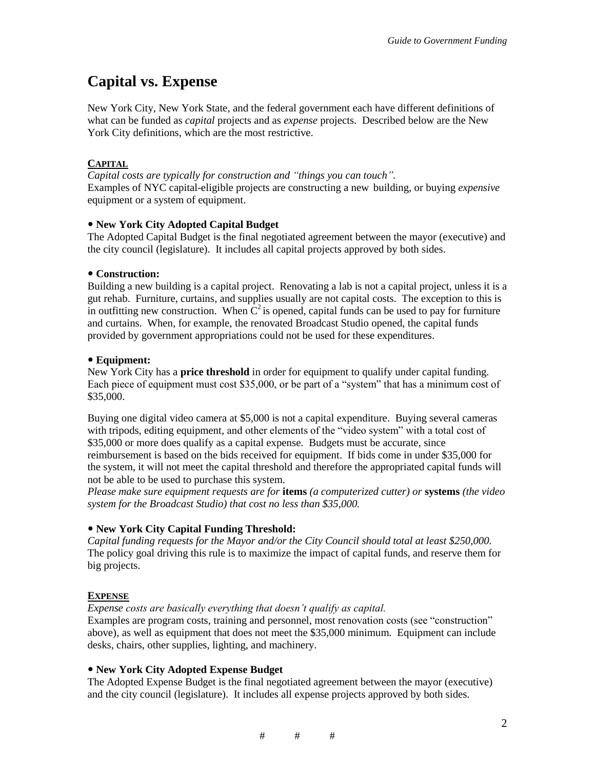# Capital vs. Expense

New York City, New York State, and the federal government each have different definitions of what can be funded as *capital* projects and as *expense* projects. Described below are the New York City definitions, which are the most restrictive.

## CAPITAL

*Capital costs are typically for construction and "things you can touch".*
Examples of NYC capital-eligible projects are constructing a new building, or buying *expensive* equipment or a system of equipment.

- **New York City Adopted Capital Budget**

The Adopted Capital Budget is the final negotiated agreement between the mayor (executive) and the city council (legislature). It includes all capital projects approved by both sides.

- **Construction:**

Building a new building is a capital project. Renovating a lab is not a capital project, unless it is a gut rehab. Furniture, curtains, and supplies usually are not capital costs. The exception to this is in outfitting new construction. When $C^2$ is opened, capital funds can be used to pay for furniture and curtains. When, for example, the renovated Broadcast Studio opened, the capital funds provided by government appropriations could not be used for these expenditures.

- **Equipment:**

New York City has a **price threshold** in order for equipment to qualify under capital funding. Each piece of equipment must cost $35,000, or be part of a "system" that has a minimum cost of $35,000.

Buying one digital video camera at $5,000 is not a capital expenditure. Buying several cameras with tripods, editing equipment, and other elements of the "video system" with a total cost of $35,000 or more does qualify as a capital expense. Budgets must be accurate, since reimbursement is based on the bids received for equipment. If bids come in under $35,000 for the system, it will not meet the capital threshold and therefore the appropriated capital funds will not be able to be used to purchase this system.
*Please make sure equipment requests are for* **items** *(a computerized cutter) or* **systems** *(the video system for the Broadcast Studio) that cost no less than $35,000.*

- **New York City Capital Funding Threshold:**

*Capital funding requests for the Mayor and/or the City Council should total at least $250,000.* The policy goal driving this rule is to maximize the impact of capital funds, and reserve them for big projects.

## EXPENSE

*Expense costs are basically everything that doesn't qualify as capital.*
Examples are program costs, training and personnel, most renovation costs (see "construction" above), as well as equipment that does not meet the $35,000 minimum. Equipment can include desks, chairs, other supplies, lighting, and machinery.

- **New York City Adopted Expense Budget**

The Adopted Expense Budget is the final negotiated agreement between the mayor (executive) and the city council (legislature). It includes all expense projects approved by both sides.

# # #